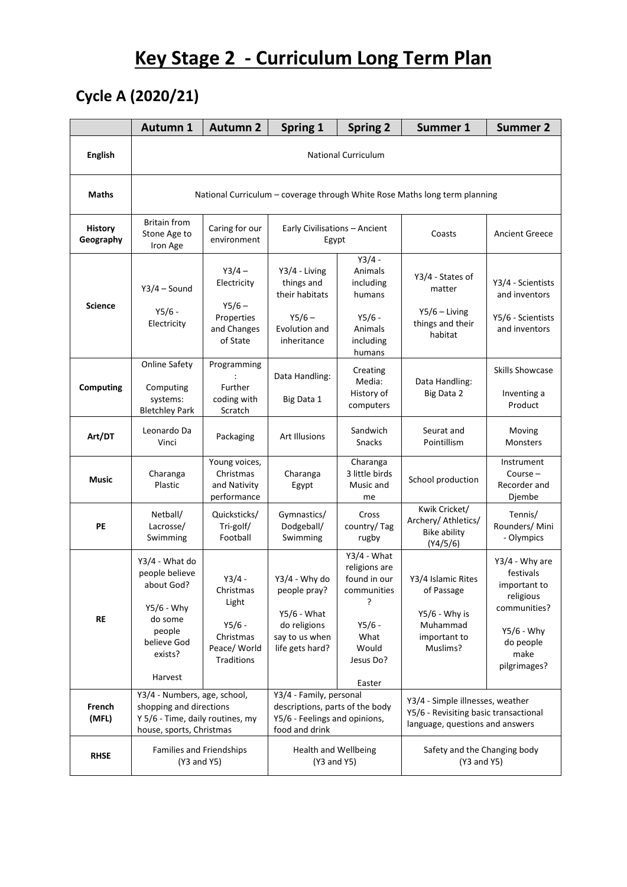# Key Stage 2 - Curriculum Long Term Plan

## Cycle A (2020/21)

| | Autumn 1 | Autumn 2 | Spring 1 | Spring 2 | Summer 1 | Summer 2 |
|---|---|---|---|---|---|---|
| **English** | National Curriculum | | | | | |
| **Maths** | National Curriculum – coverage through White Rose Maths long term planning | | | | | |
| **History Geography** | Britain from Stone Age to Iron Age | Caring for our environment | Early Civilisations – Ancient Egypt | | Coasts | Ancient Greece |
| **Science** | Y3/4 – Sound<br><br>Y5/6 - Electricity | Y3/4 – Electricity<br><br>Y5/6 – Properties and Changes of State | Y3/4 - Living things and their habitats<br><br>Y5/6 – Evolution and inheritance | Y3/4 - Animals including humans<br><br>Y5/6 - Animals including humans | Y3/4 - States of matter<br><br>Y5/6 – Living things and their habitat | Y3/4 - Scientists and inventors<br><br>Y5/6 - Scientists and inventors |
| **Computing** | Online Safety<br><br>Computing systems: Bletchley Park | Programming: Further coding with Scratch | Data Handling:<br><br>Big Data 1 | Creating Media: History of computers | Data Handling: Big Data 2 | Skills Showcase<br><br>Inventing a Product |
| **Art/DT** | Leonardo Da Vinci | Packaging | Art Illusions | Sandwich Snacks | Seurat and Pointillism | Moving Monsters |
| **Music** | Charanga Plastic | Young voices, Christmas and Nativity performance | Charanga Egypt | Charanga 3 little birds Music and me | School production | Instrument Course – Recorder and Djembe |
| **PE** | Netball/ Lacrosse/ Swimming | Quicksticks/ Tri-golf/ Football | Gymnastics/ Dodgeball/ Swimming | Cross country/ Tag rugby | Kwik Cricket/ Archery/ Athletics/ Bike ability (Y4/5/6) | Tennis/ Rounders/ Mini - Olympics |
| **RE** | Y3/4 - What do people believe about God?<br><br>Y5/6 - Why do some people believe God exists?<br><br>Harvest | Y3/4 - Christmas Light<br><br>Y5/6 - Christmas Peace/ World Traditions | Y3/4 - Why do people pray?<br><br>Y5/6 - What do religions say to us when life gets hard? | Y3/4 - What religions are found in our communities?<br><br>Y5/6 - What Would Jesus Do?<br><br>Easter | Y3/4 Islamic Rites of Passage<br><br>Y5/6 - Why is Muhammad important to Muslims? | Y3/4 - Why are festivals important to religious communities?<br><br>Y5/6 - Why do people make pilgrimages? |
| **French (MFL)** | Y3/4 - Numbers, age, school, shopping and directions<br>Y 5/6 - Time, daily routines, my house, sports, Christmas | | Y3/4 - Family, personal descriptions, parts of the body<br>Y5/6 - Feelings and opinions, food and drink | | Y3/4 - Simple illnesses, weather<br>Y5/6 - Revisiting basic transactional language, questions and answers | |
| **RHSE** | Families and Friendships (Y3 and Y5) | | Health and Wellbeing (Y3 and Y5) | | Safety and the Changing body (Y3 and Y5) | |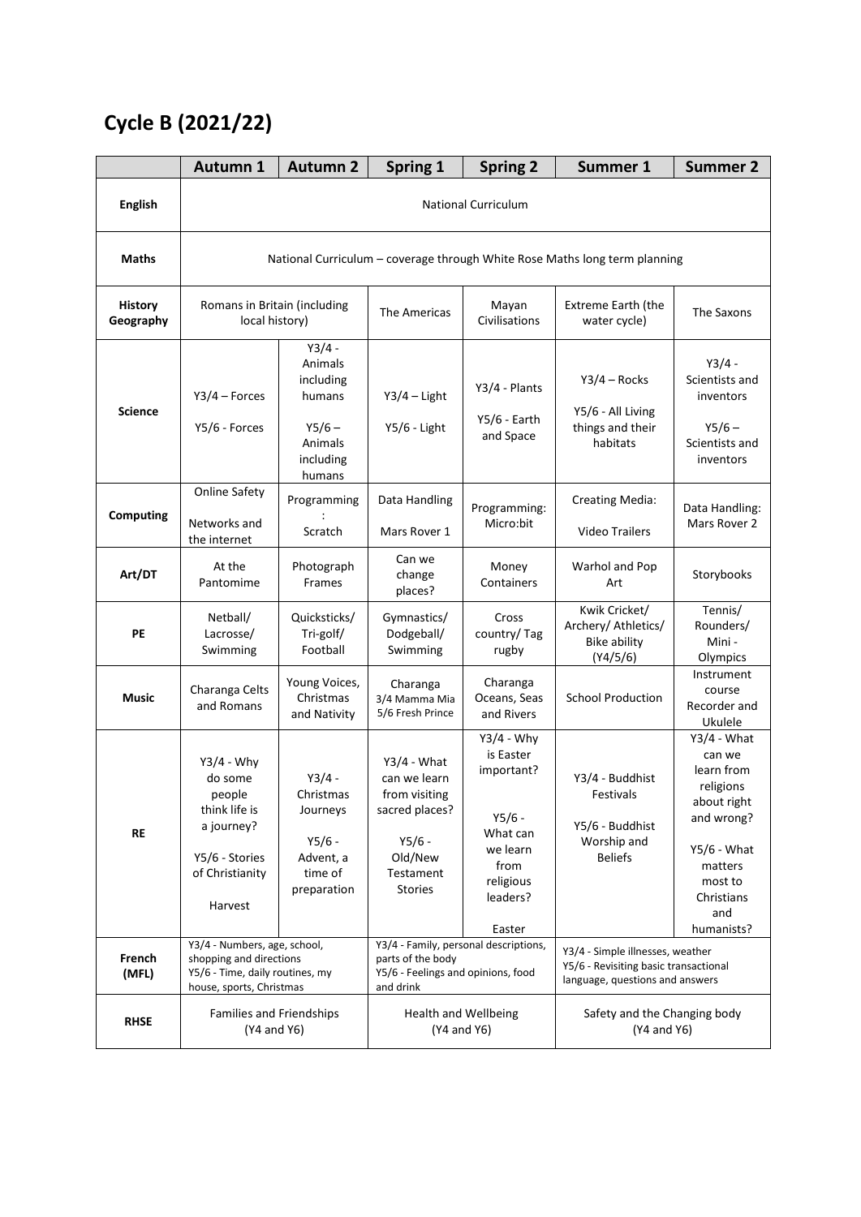# Cycle B (2021/22)

| | Autumn 1 | Autumn 2 | Spring 1 | Spring 2 | Summer 1 | Summer 2 |
|---|---|---|---|---|---|---|
| **English** | National Curriculum | | | | | |
| **Maths** | National Curriculum – coverage through White Rose Maths long term planning | | | | | |
| **History Geography** | Romans in Britain (including local history) | | The Americas | Mayan Civilisations | Extreme Earth (the water cycle) | The Saxons |
| **Science** | Y3/4 – Forces<br><br>Y5/6 - Forces | Y3/4 - Animals including humans<br><br>Y5/6 – Animals including humans | Y3/4 – Light<br><br>Y5/6 - Light | Y3/4 - Plants<br><br>Y5/6 - Earth and Space | Y3/4 – Rocks<br><br>Y5/6 - All Living things and their habitats | Y3/4 - Scientists and inventors<br><br>Y5/6 – Scientists and inventors |
| **Computing** | Online Safety<br><br>Networks and the internet | Programming:<br>Scratch | Data Handling<br><br>Mars Rover 1 | Programming: Micro:bit | Creating Media:<br><br>Video Trailers | Data Handling: Mars Rover 2 |
| **Art/DT** | At the Pantomime | Photograph Frames | Can we change places? | Money Containers | Warhol and Pop Art | Storybooks |
| **PE** | Netball/ Lacrosse/ Swimming | Quicksticks/ Tri-golf/ Football | Gymnastics/ Dodgeball/ Swimming | Cross country/ Tag rugby | Kwik Cricket/ Archery/ Athletics/ Bike ability (Y4/5/6) | Tennis/ Rounders/ Mini - Olympics |
| **Music** | Charanga Celts and Romans | Young Voices, Christmas and Nativity | Charanga 3/4 Mamma Mia 5/6 Fresh Prince | Charanga Oceans, Seas and Rivers | School Production | Instrument course Recorder and Ukulele |
| **RE** | Y3/4 - Why do some people think life is a journey?<br><br>Y5/6 - Stories of Christianity<br><br>Harvest | Y3/4 - Christmas Journeys<br><br>Y5/6 - Advent, a time of preparation | Y3/4 - What can we learn from visiting sacred places?<br><br>Y5/6 - Old/New Testament Stories | Y3/4 - Why is Easter important?<br><br>Y5/6 - What can we learn from religious leaders?<br><br>Easter | Y3/4 - Buddhist Festivals<br><br>Y5/6 - Buddhist Worship and Beliefs | Y3/4 - What can we learn from religions about right and wrong?<br><br>Y5/6 - What matters most to Christians and humanists? |
| **French (MFL)** | Y3/4 - Numbers, age, school, shopping and directions<br>Y5/6 - Time, daily routines, my house, sports, Christmas | | Y3/4 - Family, personal descriptions, parts of the body<br>Y5/6 - Feelings and opinions, food and drink | | Y3/4 - Simple illnesses, weather<br>Y5/6 - Revisiting basic transactional language, questions and answers | |
| **RHSE** | Families and Friendships (Y4 and Y6) | | Health and Wellbeing (Y4 and Y6) | | Safety and the Changing body (Y4 and Y6) | |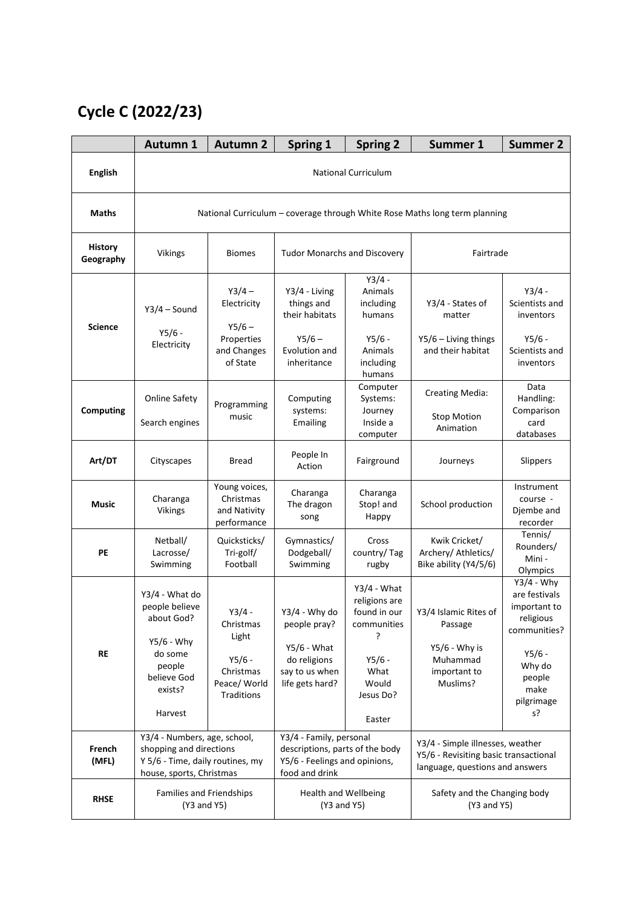# Cycle C (2022/23)

| | Autumn 1 | Autumn 2 | Spring 1 | Spring 2 | Summer 1 | Summer 2 |
|---|---|---|---|---|---|---|
| **English** | National Curriculum | | | | | |
| **Maths** | National Curriculum – coverage through White Rose Maths long term planning | | | | | |
| **History Geography** | Vikings | Biomes | Tudor Monarchs and Discovery | | Fairtrade | |
| **Science** | Y3/4 – Sound<br><br>Y5/6 - Electricity | Y3/4 – Electricity<br><br>Y5/6 – Properties and Changes of State | Y3/4 - Living things and their habitats<br><br>Y5/6 – Evolution and inheritance | Y3/4 - Animals including humans<br><br>Y5/6 - Animals including humans | Y3/4 - States of matter<br><br>Y5/6 – Living things and their habitat | Y3/4 - Scientists and inventors<br><br>Y5/6 - Scientists and inventors |
| **Computing** | Online Safety<br><br>Search engines | Programming music | Computing systems: Emailing | Computer Systems: Journey Inside a computer | Creating Media:<br><br>Stop Motion Animation | Data Handling: Comparison card databases |
| **Art/DT** | Cityscapes | Bread | People In Action | Fairground | Journeys | Slippers |
| **Music** | Charanga Vikings | Young voices, Christmas and Nativity performance | Charanga The dragon song | Charanga Stop! and Happy | School production | Instrument course - Djembe and recorder |
| **PE** | Netball/ Lacrosse/ Swimming | Quicksticks/ Tri-golf/ Football | Gymnastics/ Dodgeball/ Swimming | Cross country/ Tag rugby | Kwik Cricket/ Archery/ Athletics/ Bike ability (Y4/5/6) | Tennis/ Rounders/ Mini - Olympics |
| **RE** | Y3/4 - What do people believe about God?<br><br>Y5/6 - Why do some people believe God exists?<br><br>Harvest | Y3/4 - Christmas Light<br><br>Y5/6 - Christmas Peace/ World Traditions | Y3/4 - Why do people pray?<br><br>Y5/6 - What do religions say to us when life gets hard? | Y3/4 - What religions are found in our communities?<br><br>Y5/6 - What Would Jesus Do?<br><br>Easter | Y3/4 Islamic Rites of Passage<br><br>Y5/6 - Why is Muhammad important to Muslims? | Y3/4 - Why are festivals important to religious communities?<br><br>Y5/6 - Why do people make pilgrimages? |
| **French (MFL)** | Y3/4 - Numbers, age, school, shopping and directions<br>Y 5/6 - Time, daily routines, my house, sports, Christmas | | Y3/4 - Family, personal descriptions, parts of the body<br>Y5/6 - Feelings and opinions, food and drink | | Y3/4 - Simple illnesses, weather<br>Y5/6 - Revisiting basic transactional language, questions and answers | |
| **RHSE** | Families and Friendships (Y3 and Y5) | | Health and Wellbeing (Y3 and Y5) | | Safety and the Changing body (Y3 and Y5) | |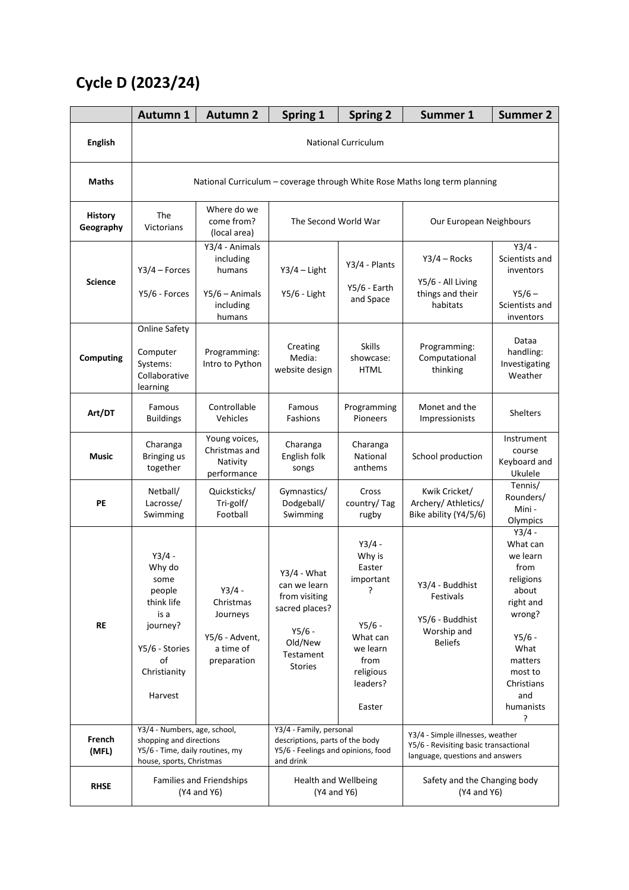# Cycle D (2023/24)

| | Autumn 1 | Autumn 2 | Spring 1 | Spring 2 | Summer 1 | Summer 2 |
|---|---|---|---|---|---|---|
| **English** | National Curriculum | | | | | |
| **Maths** | National Curriculum – coverage through White Rose Maths long term planning | | | | | |
| **History Geography** | The Victorians | Where do we come from? (local area) | The Second World War | | Our European Neighbours | |
| **Science** | Y3/4 – Forces<br><br>Y5/6 - Forces | Y3/4 - Animals including humans<br><br>Y5/6 – Animals including humans | Y3/4 – Light<br><br>Y5/6 - Light | Y3/4 - Plants<br><br>Y5/6 - Earth and Space | Y3/4 – Rocks<br><br>Y5/6 - All Living things and their habitats | Y3/4 - Scientists and inventors<br><br>Y5/6 – Scientists and inventors |
| **Computing** | Online Safety<br><br>Computer Systems: Collaborative learning | Programming: Intro to Python | Creating Media: website design | Skills showcase: HTML | Programming: Computational thinking | Dataa handling: Investigating Weather |
| **Art/DT** | Famous Buildings | Controllable Vehicles | Famous Fashions | Programming Pioneers | Monet and the Impressionists | Shelters |
| **Music** | Charanga Bringing us together | Young voices, Christmas and Nativity performance | Charanga English folk songs | Charanga National anthems | School production | Instrument course Keyboard and Ukulele |
| **PE** | Netball/ Lacrosse/ Swimming | Quicksticks/ Tri-golf/ Football | Gymnastics/ Dodgeball/ Swimming | Cross country/ Tag rugby | Kwik Cricket/ Archery/ Athletics/ Bike ability (Y4/5/6) | Tennis/ Rounders/ Mini - Olympics |
| **RE** | Y3/4 - Why do some people think life is a journey?<br><br>Y5/6 - Stories of Christianity<br><br>Harvest | Y3/4 - Christmas Journeys<br><br>Y5/6 - Advent, a time of preparation | Y3/4 - What can we learn from visiting sacred places?<br><br>Y5/6 - Old/New Testament Stories | Y3/4 - Why is Easter important ?<br><br>Y5/6 - What can we learn from religious leaders?<br><br>Easter | Y3/4 - Buddhist Festivals<br><br>Y5/6 - Buddhist Worship and Beliefs | Y3/4 - What can we learn from religions about right and wrong?<br><br>Y5/6 - What matters most to Christians and humanists ? |
| **French (MFL)** | Y3/4 - Numbers, age, school, shopping and directions<br>Y5/6 - Time, daily routines, my house, sports, Christmas | | Y3/4 - Family, personal descriptions, parts of the body<br>Y5/6 - Feelings and opinions, food and drink | | Y3/4 - Simple illnesses, weather<br>Y5/6 - Revisiting basic transactional language, questions and answers | |
| **RHSE** | Families and Friendships (Y4 and Y6) | | Health and Wellbeing (Y4 and Y6) | | Safety and the Changing body (Y4 and Y6) | |